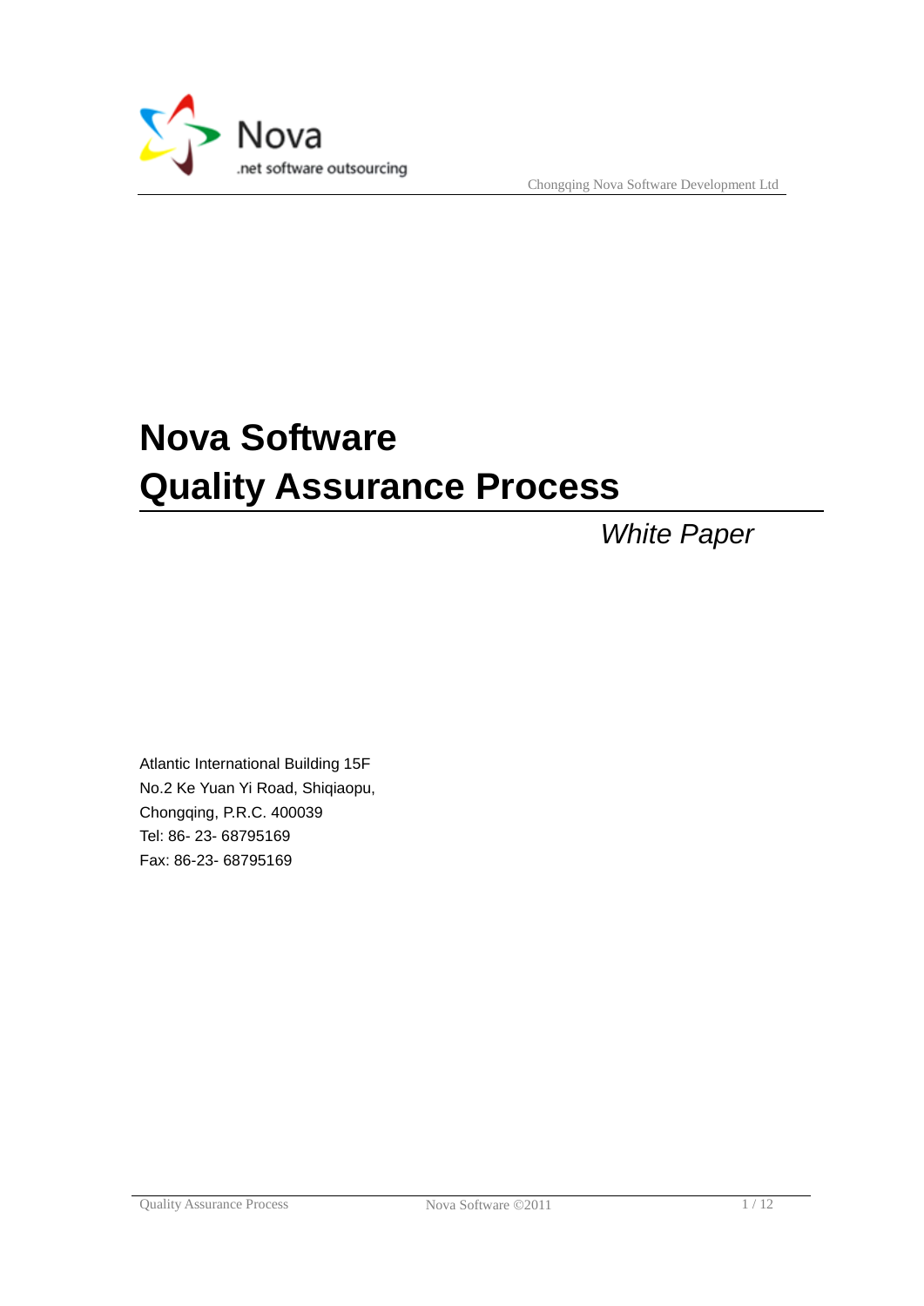Nova

.net software outsourcing

Chongqing Nova Software Development Ltd

# Nova Software
# Quality Assurance Process

*White Paper*

Atlantic International Building 15F
No.2 Ke Yuan Yi Road, Shiqiaopu,
Chongqing, P.R.C. 400039
Tel: 86- 23- 68795169
Fax: 86-23- 68795169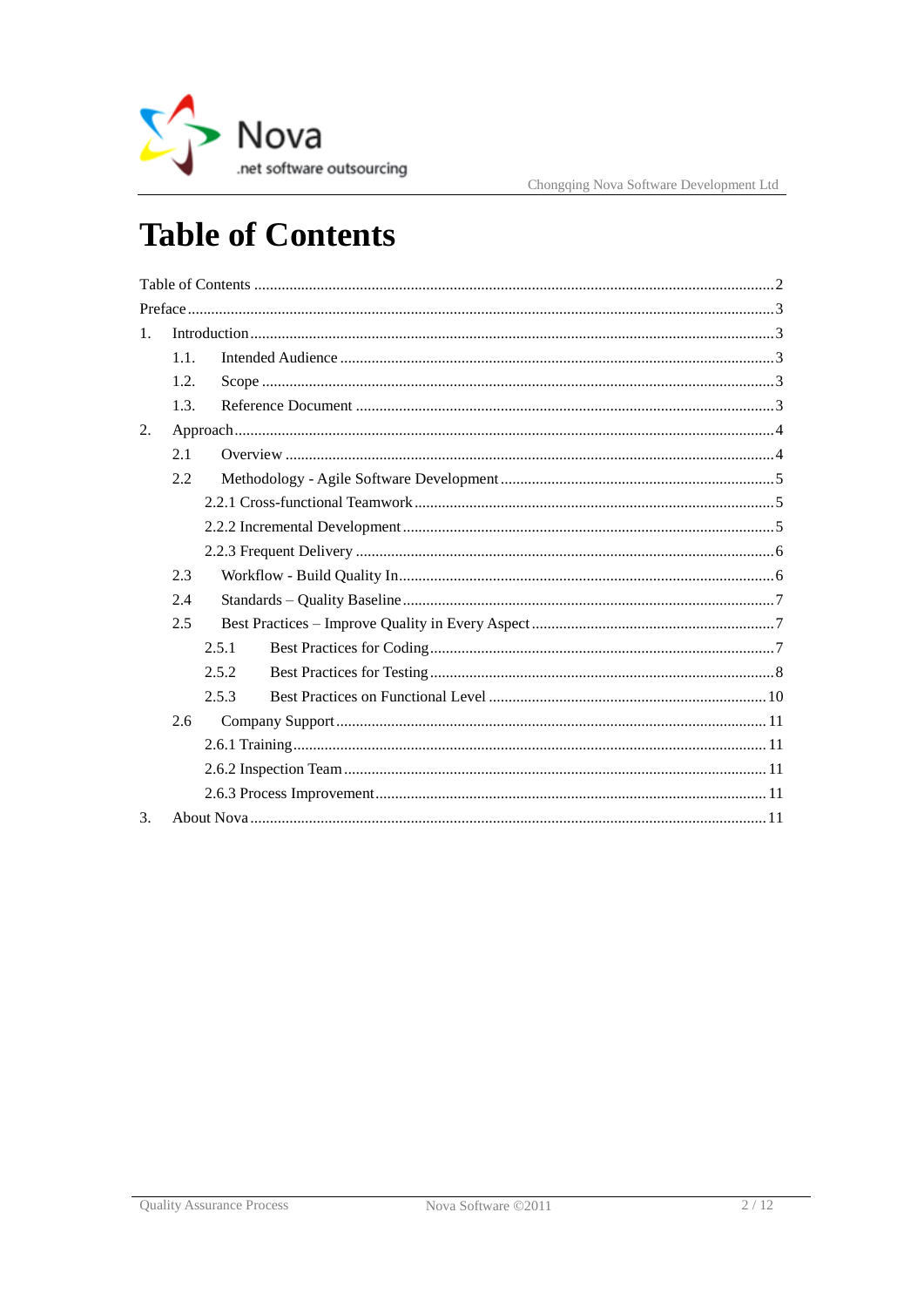# Table of Contents

Table of Contents .......... 2
Preface .......... 3
1. Introduction .......... 3
    1.1. Intended Audience .......... 3
    1.2. Scope .......... 3
    1.3. Reference Document .......... 3
2. Approach .......... 4
    2.1 Overview .......... 4
    2.2 Methodology - Agile Software Development .......... 5
        2.2.1 Cross-functional Teamwork .......... 5
        2.2.2 Incremental Development .......... 5
        2.2.3 Frequent Delivery .......... 6
    2.3 Workflow - Build Quality In .......... 6
    2.4 Standards – Quality Baseline .......... 7
    2.5 Best Practices – Improve Quality in Every Aspect .......... 7
        2.5.1 Best Practices for Coding .......... 7
        2.5.2 Best Practices for Testing .......... 8
        2.5.3 Best Practices on Functional Level .......... 10
    2.6 Company Support .......... 11
        2.6.1 Training .......... 11
        2.6.2 Inspection Team .......... 11
        2.6.3 Process Improvement .......... 11
3. About Nova .......... 11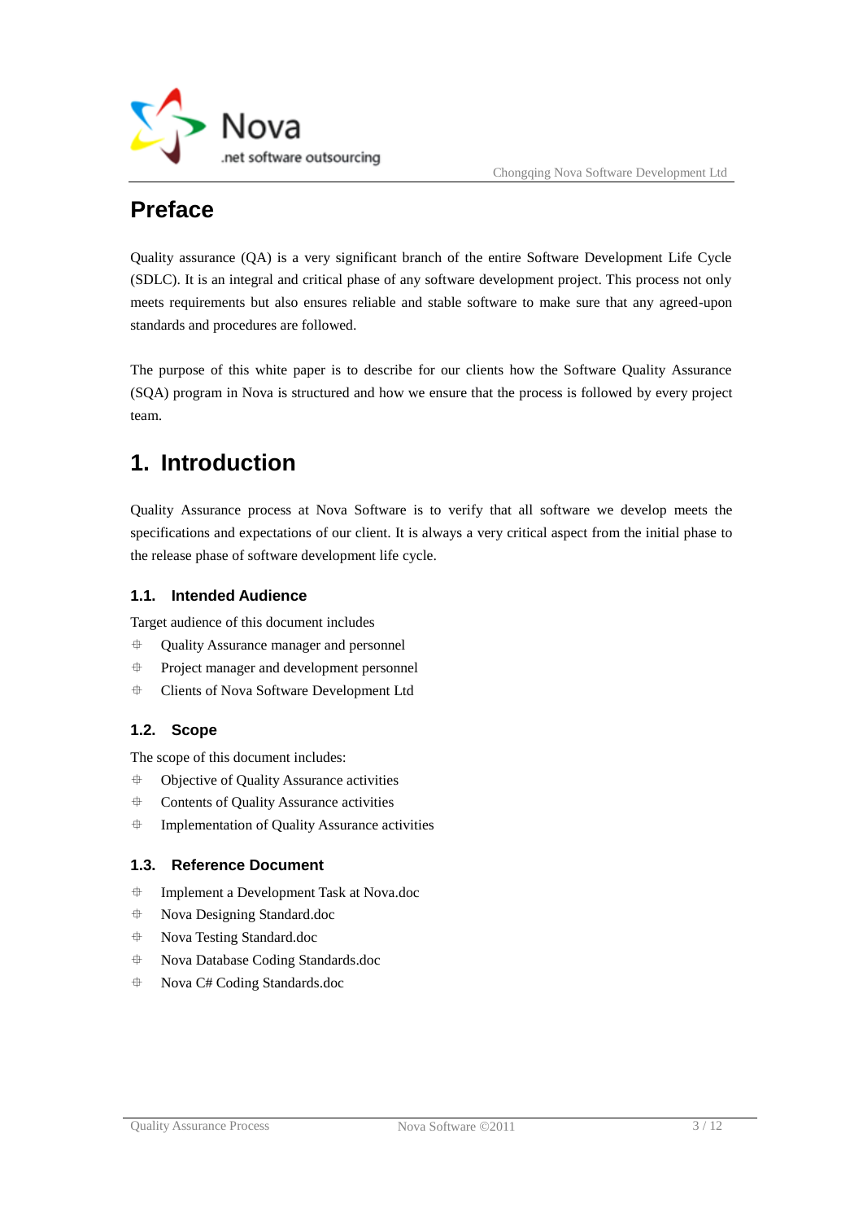# Preface

Quality assurance (QA) is a very significant branch of the entire Software Development Life Cycle (SDLC). It is an integral and critical phase of any software development project. This process not only meets requirements but also ensures reliable and stable software to make sure that any agreed-upon standards and procedures are followed.

The purpose of this white paper is to describe for our clients how the Software Quality Assurance (SQA) program in Nova is structured and how we ensure that the process is followed by every project team.

# 1. Introduction

Quality Assurance process at Nova Software is to verify that all software we develop meets the specifications and expectations of our client. It is always a very critical aspect from the initial phase to the release phase of software development life cycle.

## 1.1. Intended Audience

Target audience of this document includes

- Quality Assurance manager and personnel
- Project manager and development personnel
- Clients of Nova Software Development Ltd

## 1.2. Scope

The scope of this document includes:

- Objective of Quality Assurance activities
- Contents of Quality Assurance activities
- Implementation of Quality Assurance activities

## 1.3. Reference Document

- Implement a Development Task at Nova.doc
- Nova Designing Standard.doc
- Nova Testing Standard.doc
- Nova Database Coding Standards.doc
- Nova C# Coding Standards.doc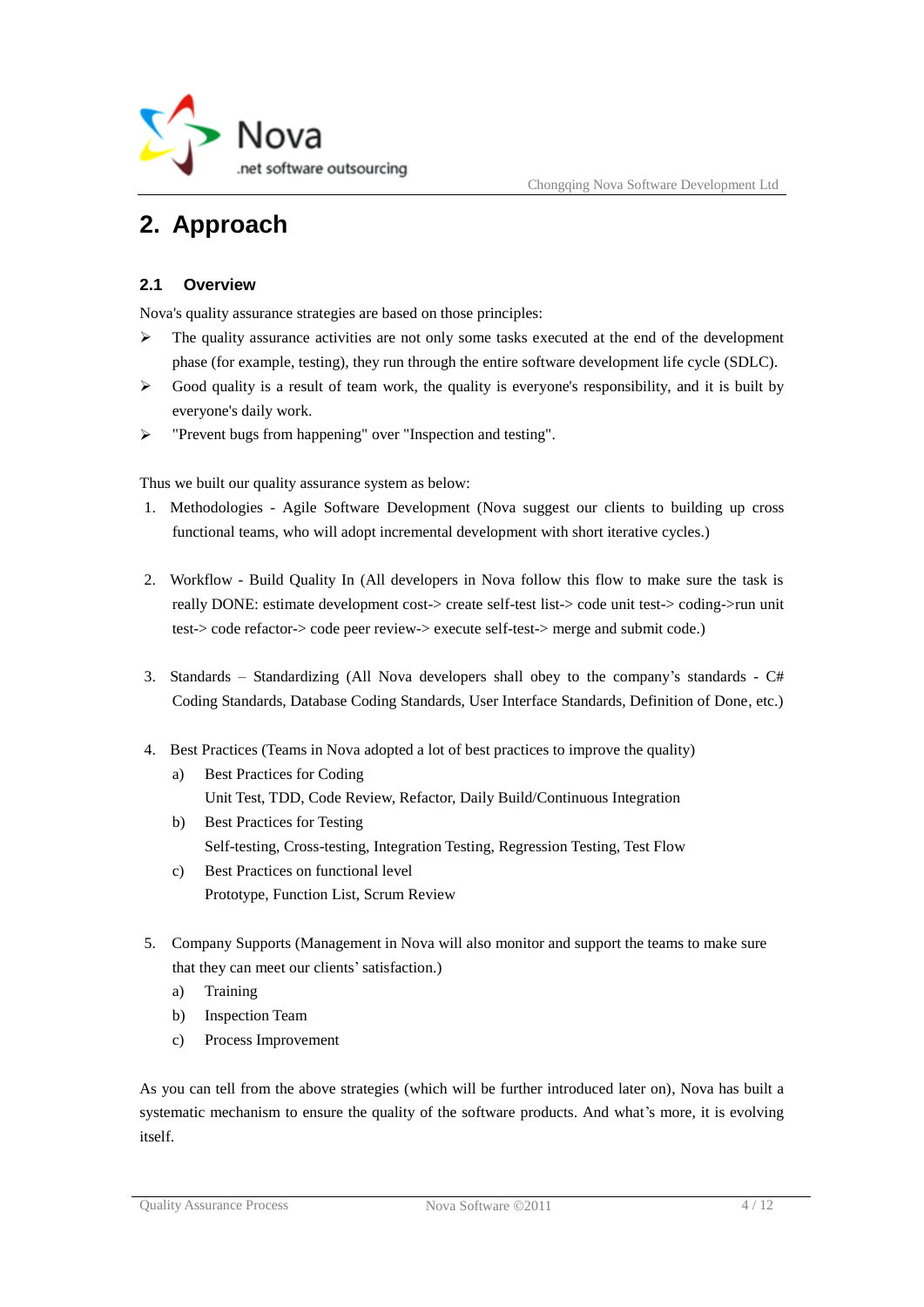# 2. Approach

## 2.1 Overview

Nova's quality assurance strategies are based on those principles:

- The quality assurance activities are not only some tasks executed at the end of the development phase (for example, testing), they run through the entire software development life cycle (SDLC).
- Good quality is a result of team work, the quality is everyone's responsibility, and it is built by everyone's daily work.
- "Prevent bugs from happening" over "Inspection and testing".

Thus we built our quality assurance system as below:

1. Methodologies - Agile Software Development (Nova suggest our clients to building up cross functional teams, who will adopt incremental development with short iterative cycles.)

2. Workflow - Build Quality In (All developers in Nova follow this flow to make sure the task is really DONE: estimate development cost-> create self-test list-> code unit test-> coding->run unit test-> code refactor-> code peer review-> execute self-test-> merge and submit code.)

3. Standards – Standardizing (All Nova developers shall obey to the company's standards - C# Coding Standards, Database Coding Standards, User Interface Standards, Definition of Done, etc.)

4. Best Practices (Teams in Nova adopted a lot of best practices to improve the quality)
   a) Best Practices for Coding
      Unit Test, TDD, Code Review, Refactor, Daily Build/Continuous Integration
   b) Best Practices for Testing
      Self-testing, Cross-testing, Integration Testing, Regression Testing, Test Flow
   c) Best Practices on functional level
      Prototype, Function List, Scrum Review

5. Company Supports (Management in Nova will also monitor and support the teams to make sure that they can meet our clients' satisfaction.)
   a) Training
   b) Inspection Team
   c) Process Improvement

As you can tell from the above strategies (which will be further introduced later on), Nova has built a systematic mechanism to ensure the quality of the software products. And what's more, it is evolving itself.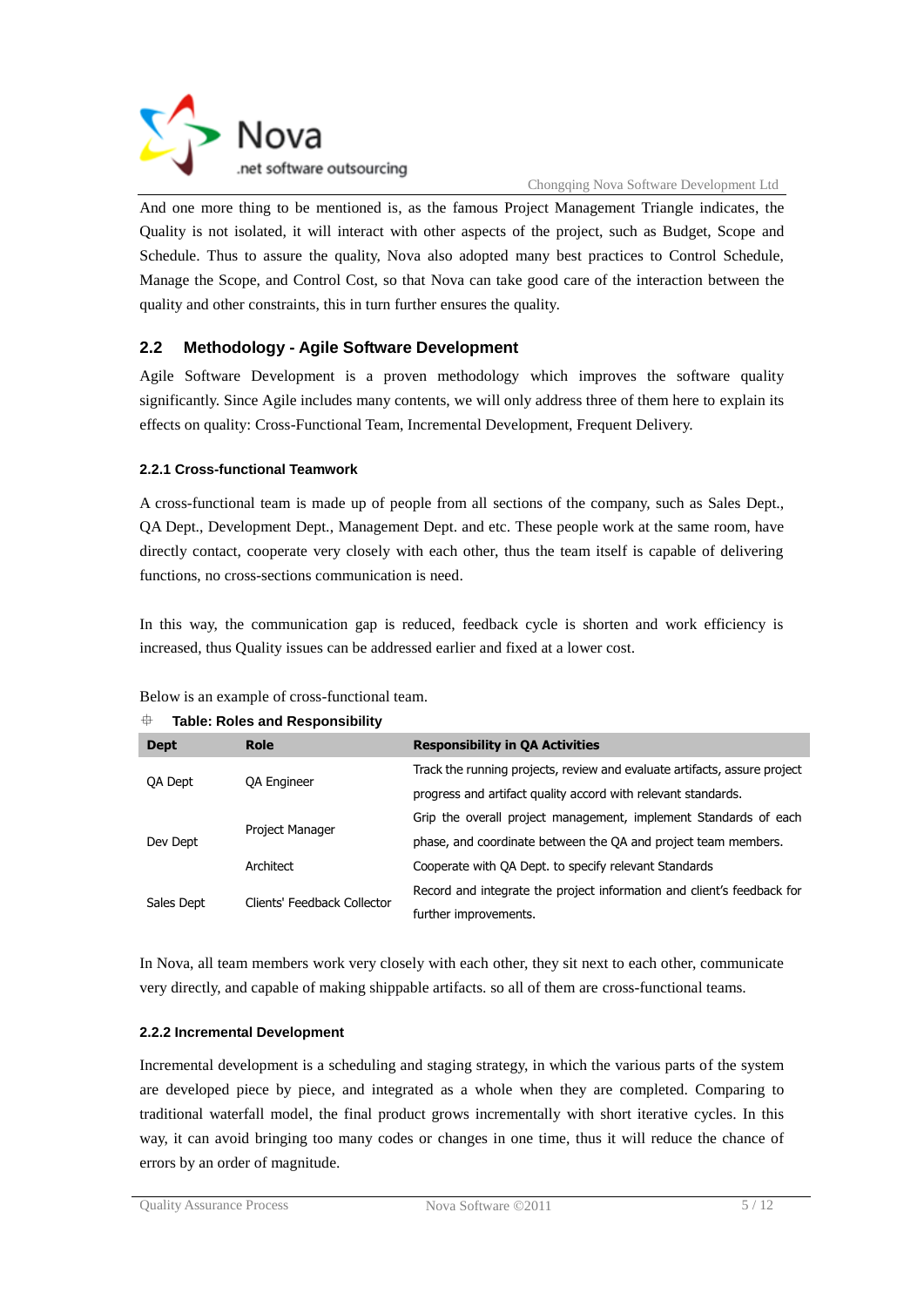And one more thing to be mentioned is, as the famous Project Management Triangle indicates, the Quality is not isolated, it will interact with other aspects of the project, such as Budget, Scope and Schedule. Thus to assure the quality, Nova also adopted many best practices to Control Schedule, Manage the Scope, and Control Cost, so that Nova can take good care of the interaction between the quality and other constraints, this in turn further ensures the quality.

## 2.2 Methodology - Agile Software Development

Agile Software Development is a proven methodology which improves the software quality significantly. Since Agile includes many contents, we will only address three of them here to explain its effects on quality: Cross-Functional Team, Incremental Development, Frequent Delivery.

### 2.2.1 Cross-functional Teamwork

A cross-functional team is made up of people from all sections of the company, such as Sales Dept., QA Dept., Development Dept., Management Dept. and etc. These people work at the same room, have directly contact, cooperate very closely with each other, thus the team itself is capable of delivering functions, no cross-sections communication is need.

In this way, the communication gap is reduced, feedback cycle is shorten and work efficiency is increased, thus Quality issues can be addressed earlier and fixed at a lower cost.

Below is an example of cross-functional team.

**Table: Roles and Responsibility**

| Dept | Role | Responsibility in QA Activities |
|---|---|---|
| QA Dept | QA Engineer | Track the running projects, review and evaluate artifacts, assure project progress and artifact quality accord with relevant standards. |
| Dev Dept | Project Manager | Grip the overall project management, implement Standards of each phase, and coordinate between the QA and project team members. |
| | Architect | Cooperate with QA Dept. to specify relevant Standards |
| Sales Dept | Clients' Feedback Collector | Record and integrate the project information and client's feedback for further improvements. |

In Nova, all team members work very closely with each other, they sit next to each other, communicate very directly, and capable of making shippable artifacts. so all of them are cross-functional teams.

### 2.2.2 Incremental Development

Incremental development is a scheduling and staging strategy, in which the various parts of the system are developed piece by piece, and integrated as a whole when they are completed. Comparing to traditional waterfall model, the final product grows incrementally with short iterative cycles. In this way, it can avoid bringing too many codes or changes in one time, thus it will reduce the chance of errors by an order of magnitude.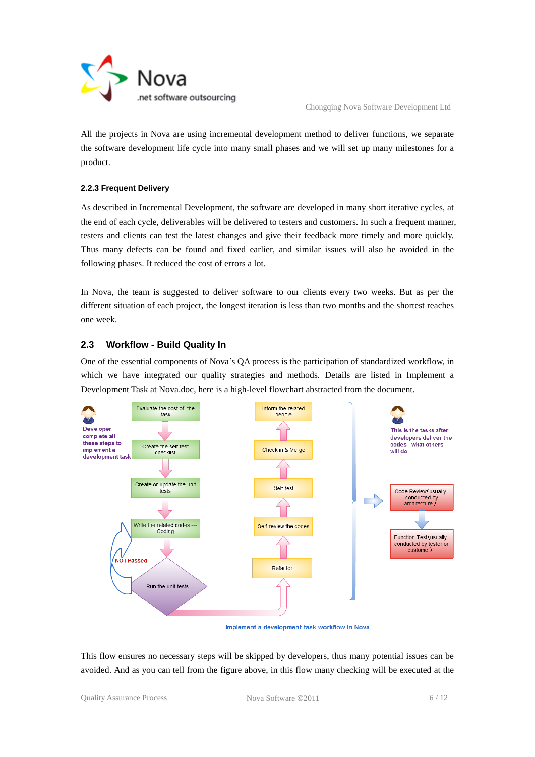All the projects in Nova are using incremental development method to deliver functions, we separate the software development life cycle into many small phases and we will set up many milestones for a product.

### 2.2.3 Frequent Delivery

As described in Incremental Development, the software are developed in many short iterative cycles, at the end of each cycle, deliverables will be delivered to testers and customers. In such a frequent manner, testers and clients can test the latest changes and give their feedback more timely and more quickly. Thus many defects can be found and fixed earlier, and similar issues will also be avoided in the following phases. It reduced the cost of errors a lot.

In Nova, the team is suggested to deliver software to our clients every two weeks. But as per the different situation of each project, the longest iteration is less than two months and the shortest reaches one week.

## 2.3 Workflow - Build Quality In

One of the essential components of Nova's QA process is the participation of standardized workflow, in which we have integrated our quality strategies and methods. Details are listed in Implement a Development Task at Nova.doc, here is a high-level flowchart abstracted from the document.

Implement a development task workflow in Nova

This flow ensures no necessary steps will be skipped by developers, thus many potential issues can be avoided. And as you can tell from the figure above, in this flow many checking will be executed at the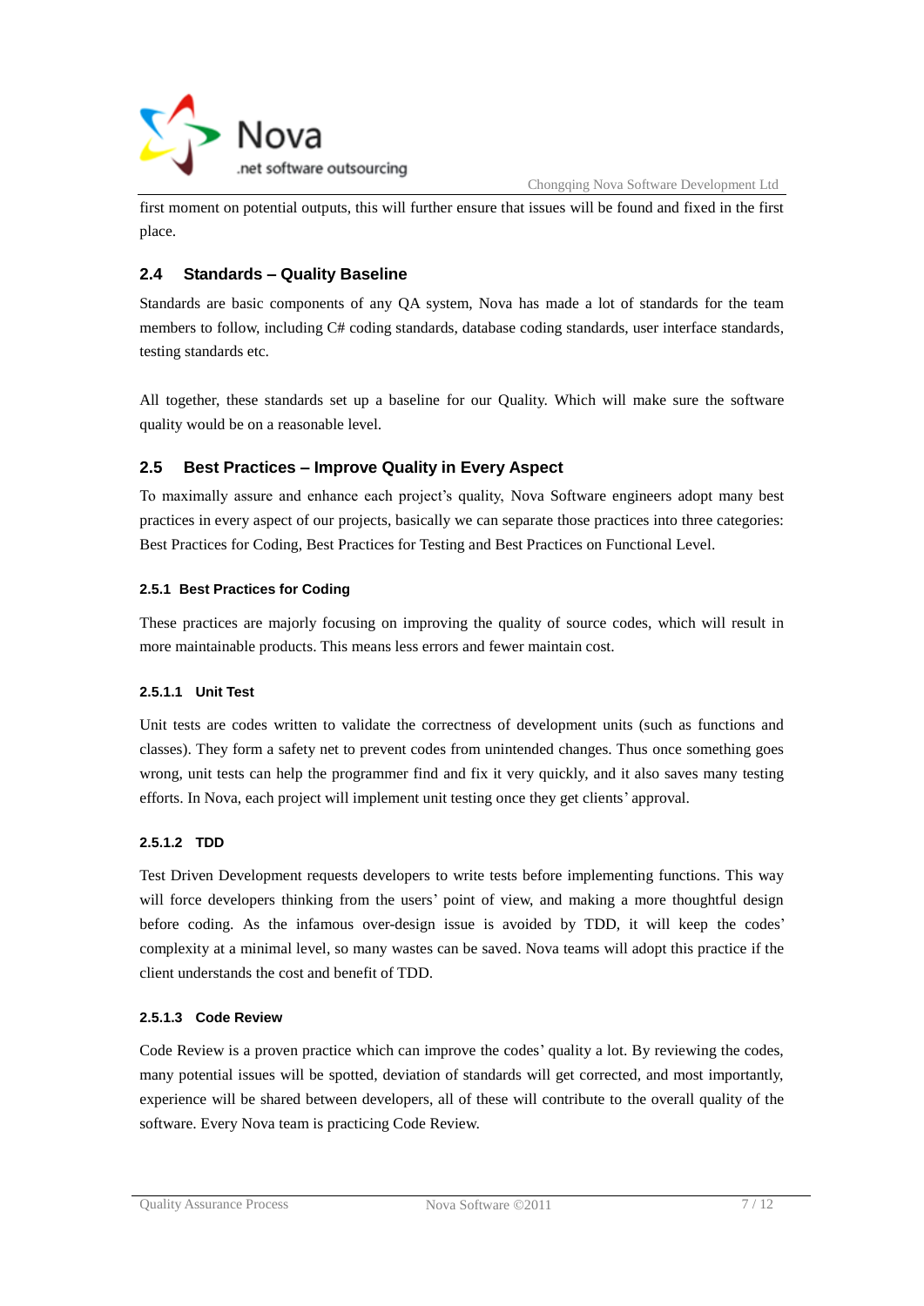first moment on potential outputs, this will further ensure that issues will be found and fixed in the first place.

## 2.4 Standards – Quality Baseline

Standards are basic components of any QA system, Nova has made a lot of standards for the team members to follow, including C# coding standards, database coding standards, user interface standards, testing standards etc.

All together, these standards set up a baseline for our Quality. Which will make sure the software quality would be on a reasonable level.

## 2.5 Best Practices – Improve Quality in Every Aspect

To maximally assure and enhance each project's quality, Nova Software engineers adopt many best practices in every aspect of our projects, basically we can separate those practices into three categories: Best Practices for Coding, Best Practices for Testing and Best Practices on Functional Level.

### 2.5.1 Best Practices for Coding

These practices are majorly focusing on improving the quality of source codes, which will result in more maintainable products. This means less errors and fewer maintain cost.

#### 2.5.1.1 Unit Test

Unit tests are codes written to validate the correctness of development units (such as functions and classes). They form a safety net to prevent codes from unintended changes. Thus once something goes wrong, unit tests can help the programmer find and fix it very quickly, and it also saves many testing efforts. In Nova, each project will implement unit testing once they get clients' approval.

#### 2.5.1.2 TDD

Test Driven Development requests developers to write tests before implementing functions. This way will force developers thinking from the users' point of view, and making a more thoughtful design before coding. As the infamous over-design issue is avoided by TDD, it will keep the codes' complexity at a minimal level, so many wastes can be saved. Nova teams will adopt this practice if the client understands the cost and benefit of TDD.

#### 2.5.1.3 Code Review

Code Review is a proven practice which can improve the codes' quality a lot. By reviewing the codes, many potential issues will be spotted, deviation of standards will get corrected, and most importantly, experience will be shared between developers, all of these will contribute to the overall quality of the software. Every Nova team is practicing Code Review.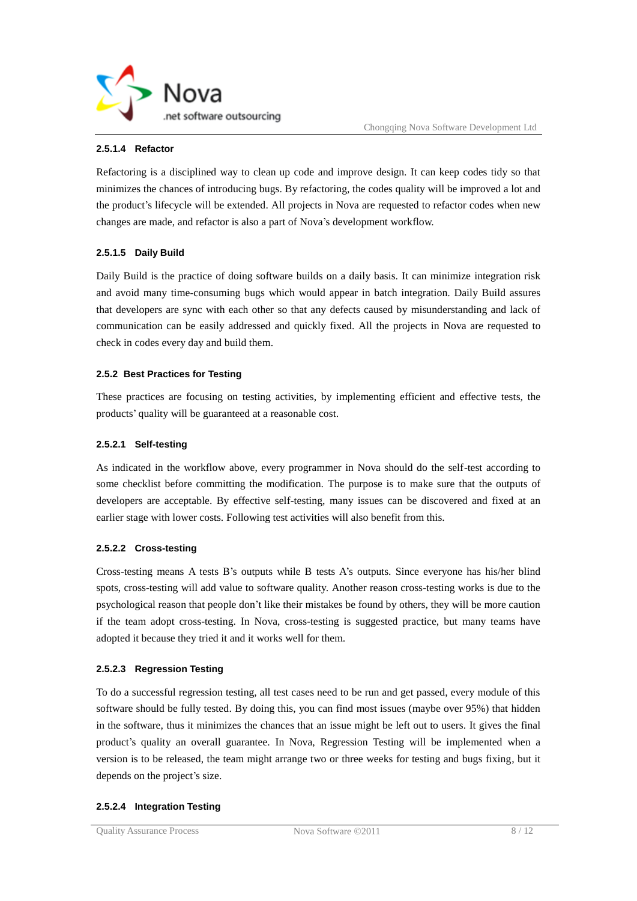#### 2.5.1.4 Refactor

Refactoring is a disciplined way to clean up code and improve design. It can keep codes tidy so that minimizes the chances of introducing bugs. By refactoring, the codes quality will be improved a lot and the product's lifecycle will be extended. All projects in Nova are requested to refactor codes when new changes are made, and refactor is also a part of Nova's development workflow.

#### 2.5.1.5 Daily Build

Daily Build is the practice of doing software builds on a daily basis. It can minimize integration risk and avoid many time-consuming bugs which would appear in batch integration. Daily Build assures that developers are sync with each other so that any defects caused by misunderstanding and lack of communication can be easily addressed and quickly fixed. All the projects in Nova are requested to check in codes every day and build them.

### 2.5.2 Best Practices for Testing

These practices are focusing on testing activities, by implementing efficient and effective tests, the products' quality will be guaranteed at a reasonable cost.

#### 2.5.2.1 Self-testing

As indicated in the workflow above, every programmer in Nova should do the self-test according to some checklist before committing the modification. The purpose is to make sure that the outputs of developers are acceptable. By effective self-testing, many issues can be discovered and fixed at an earlier stage with lower costs. Following test activities will also benefit from this.

#### 2.5.2.2 Cross-testing

Cross-testing means A tests B's outputs while B tests A's outputs. Since everyone has his/her blind spots, cross-testing will add value to software quality. Another reason cross-testing works is due to the psychological reason that people don't like their mistakes be found by others, they will be more caution if the team adopt cross-testing. In Nova, cross-testing is suggested practice, but many teams have adopted it because they tried it and it works well for them.

#### 2.5.2.3 Regression Testing

To do a successful regression testing, all test cases need to be run and get passed, every module of this software should be fully tested. By doing this, you can find most issues (maybe over 95%) that hidden in the software, thus it minimizes the chances that an issue might be left out to users. It gives the final product's quality an overall guarantee. In Nova, Regression Testing will be implemented when a version is to be released, the team might arrange two or three weeks for testing and bugs fixing, but it depends on the project's size.

#### 2.5.2.4 Integration Testing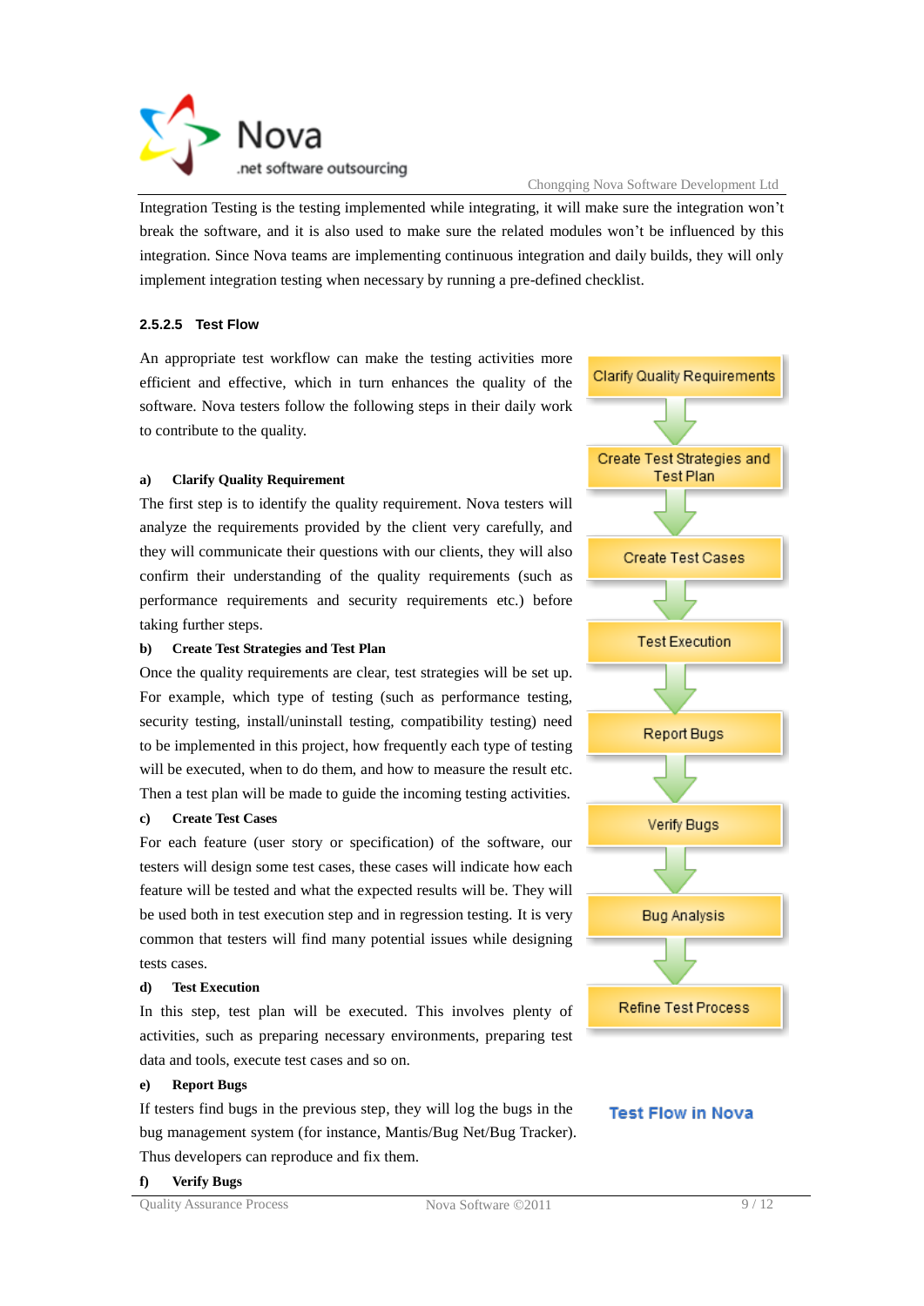Integration Testing is the testing implemented while integrating, it will make sure the integration won't break the software, and it is also used to make sure the related modules won't be influenced by this integration. Since Nova teams are implementing continuous integration and daily builds, they will only implement integration testing when necessary by running a pre-defined checklist.

#### 2.5.2.5 Test Flow

An appropriate test workflow can make the testing activities more efficient and effective, which in turn enhances the quality of the software. Nova testers follow the following steps in their daily work to contribute to the quality.

Clarify Quality Requirements → Create Test Strategies and Test Plan → Create Test Cases → Test Execution → Report Bugs → Verify Bugs → Bug Analysis → Refine Test Process

**Test Flow in Nova**

**a) Clarify Quality Requirement**

The first step is to identify the quality requirement. Nova testers will analyze the requirements provided by the client very carefully, and they will communicate their questions with our clients, they will also confirm their understanding of the quality requirements (such as performance requirements and security requirements etc.) before taking further steps.

**b) Create Test Strategies and Test Plan**

Once the quality requirements are clear, test strategies will be set up. For example, which type of testing (such as performance testing, security testing, install/uninstall testing, compatibility testing) need to be implemented in this project, how frequently each type of testing will be executed, when to do them, and how to measure the result etc. Then a test plan will be made to guide the incoming testing activities.

**c) Create Test Cases**

For each feature (user story or specification) of the software, our testers will design some test cases, these cases will indicate how each feature will be tested and what the expected results will be. They will be used both in test execution step and in regression testing. It is very common that testers will find many potential issues while designing tests cases.

**d) Test Execution**

In this step, test plan will be executed. This involves plenty of activities, such as preparing necessary environments, preparing test data and tools, execute test cases and so on.

**e) Report Bugs**

If testers find bugs in the previous step, they will log the bugs in the bug management system (for instance, Mantis/Bug Net/Bug Tracker). Thus developers can reproduce and fix them.

**f) Verify Bugs**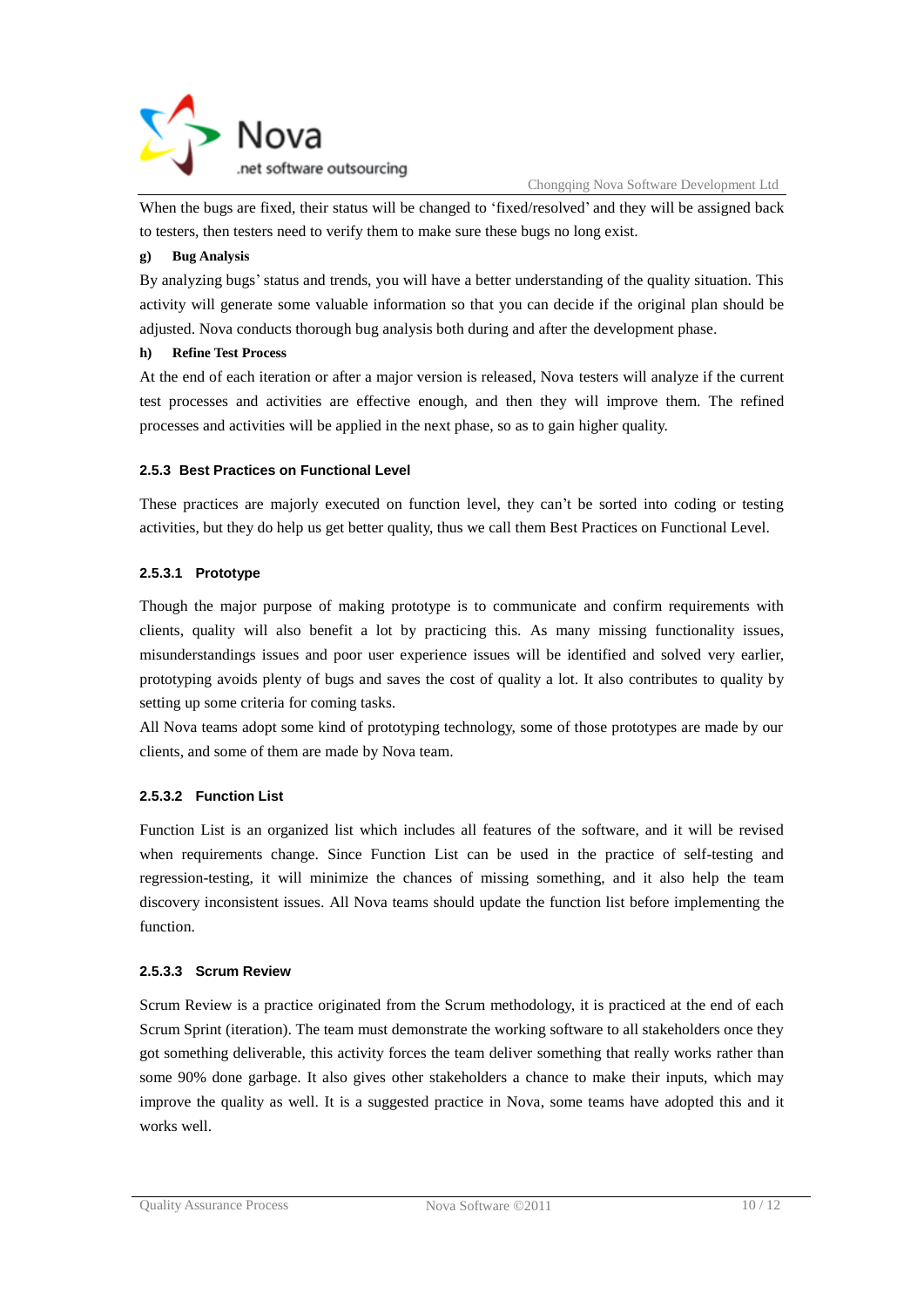When the bugs are fixed, their status will be changed to 'fixed/resolved' and they will be assigned back to testers, then testers need to verify them to make sure these bugs no long exist.

**g) Bug Analysis**

By analyzing bugs' status and trends, you will have a better understanding of the quality situation. This activity will generate some valuable information so that you can decide if the original plan should be adjusted. Nova conducts thorough bug analysis both during and after the development phase.

**h) Refine Test Process**

At the end of each iteration or after a major version is released, Nova testers will analyze if the current test processes and activities are effective enough, and then they will improve them. The refined processes and activities will be applied in the next phase, so as to gain higher quality.

### 2.5.3 Best Practices on Functional Level

These practices are majorly executed on function level, they can't be sorted into coding or testing activities, but they do help us get better quality, thus we call them Best Practices on Functional Level.

#### 2.5.3.1 Prototype

Though the major purpose of making prototype is to communicate and confirm requirements with clients, quality will also benefit a lot by practicing this. As many missing functionality issues, misunderstandings issues and poor user experience issues will be identified and solved very earlier, prototyping avoids plenty of bugs and saves the cost of quality a lot. It also contributes to quality by setting up some criteria for coming tasks.

All Nova teams adopt some kind of prototyping technology, some of those prototypes are made by our clients, and some of them are made by Nova team.

#### 2.5.3.2 Function List

Function List is an organized list which includes all features of the software, and it will be revised when requirements change. Since Function List can be used in the practice of self-testing and regression-testing, it will minimize the chances of missing something, and it also help the team discovery inconsistent issues. All Nova teams should update the function list before implementing the function.

#### 2.5.3.3 Scrum Review

Scrum Review is a practice originated from the Scrum methodology, it is practiced at the end of each Scrum Sprint (iteration). The team must demonstrate the working software to all stakeholders once they got something deliverable, this activity forces the team deliver something that really works rather than some 90% done garbage. It also gives other stakeholders a chance to make their inputs, which may improve the quality as well. It is a suggested practice in Nova, some teams have adopted this and it works well.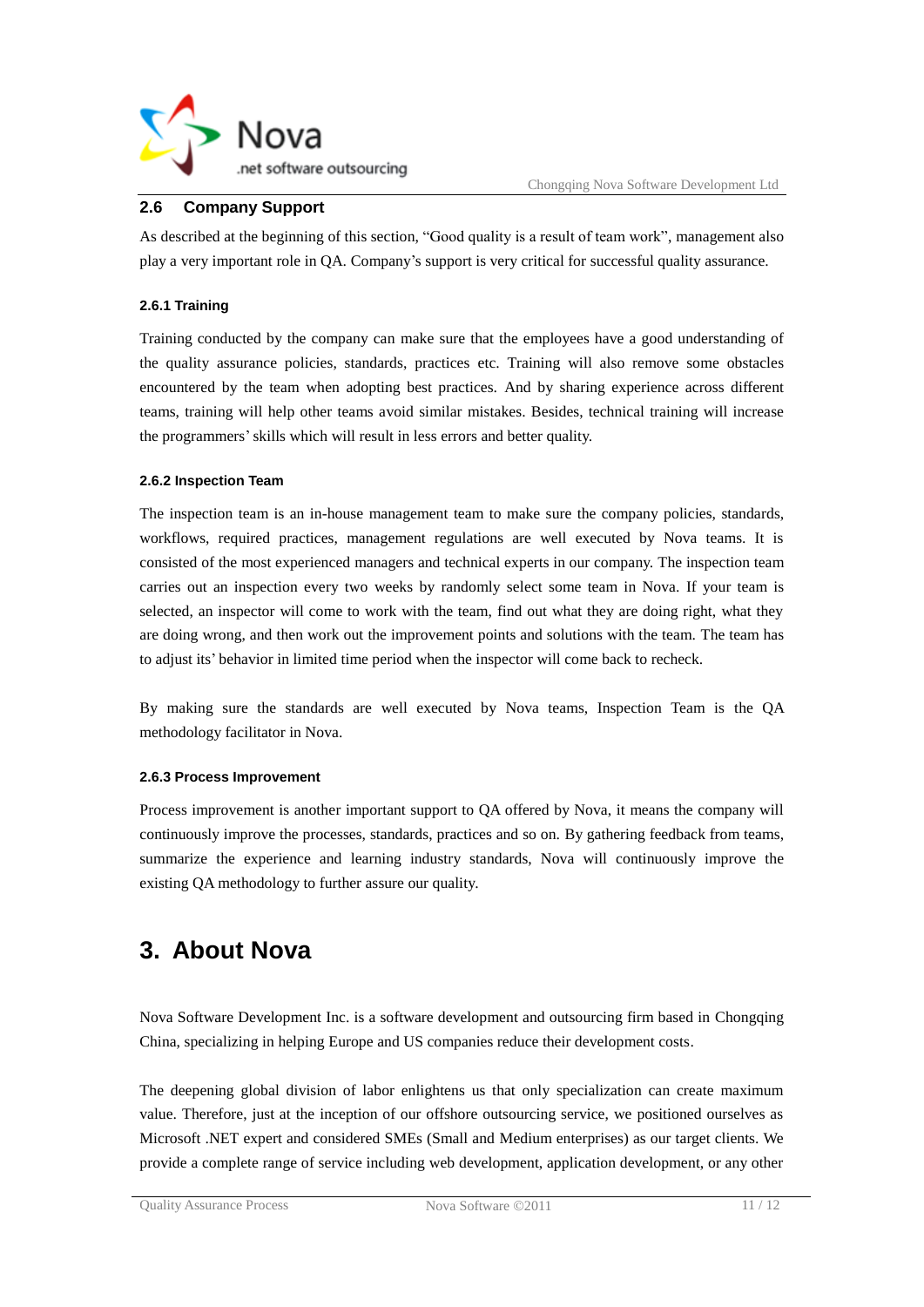## 2.6 Company Support

As described at the beginning of this section, "Good quality is a result of team work", management also play a very important role in QA. Company's support is very critical for successful quality assurance.

### 2.6.1 Training

Training conducted by the company can make sure that the employees have a good understanding of the quality assurance policies, standards, practices etc. Training will also remove some obstacles encountered by the team when adopting best practices. And by sharing experience across different teams, training will help other teams avoid similar mistakes. Besides, technical training will increase the programmers' skills which will result in less errors and better quality.

### 2.6.2 Inspection Team

The inspection team is an in-house management team to make sure the company policies, standards, workflows, required practices, management regulations are well executed by Nova teams. It is consisted of the most experienced managers and technical experts in our company. The inspection team carries out an inspection every two weeks by randomly select some team in Nova. If your team is selected, an inspector will come to work with the team, find out what they are doing right, what they are doing wrong, and then work out the improvement points and solutions with the team. The team has to adjust its' behavior in limited time period when the inspector will come back to recheck.

By making sure the standards are well executed by Nova teams, Inspection Team is the QA methodology facilitator in Nova.

### 2.6.3 Process Improvement

Process improvement is another important support to QA offered by Nova, it means the company will continuously improve the processes, standards, practices and so on. By gathering feedback from teams, summarize the experience and learning industry standards, Nova will continuously improve the existing QA methodology to further assure our quality.

# 3. About Nova

Nova Software Development Inc. is a software development and outsourcing firm based in Chongqing China, specializing in helping Europe and US companies reduce their development costs.

The deepening global division of labor enlightens us that only specialization can create maximum value. Therefore, just at the inception of our offshore outsourcing service, we positioned ourselves as Microsoft .NET expert and considered SMEs (Small and Medium enterprises) as our target clients. We provide a complete range of service including web development, application development, or any other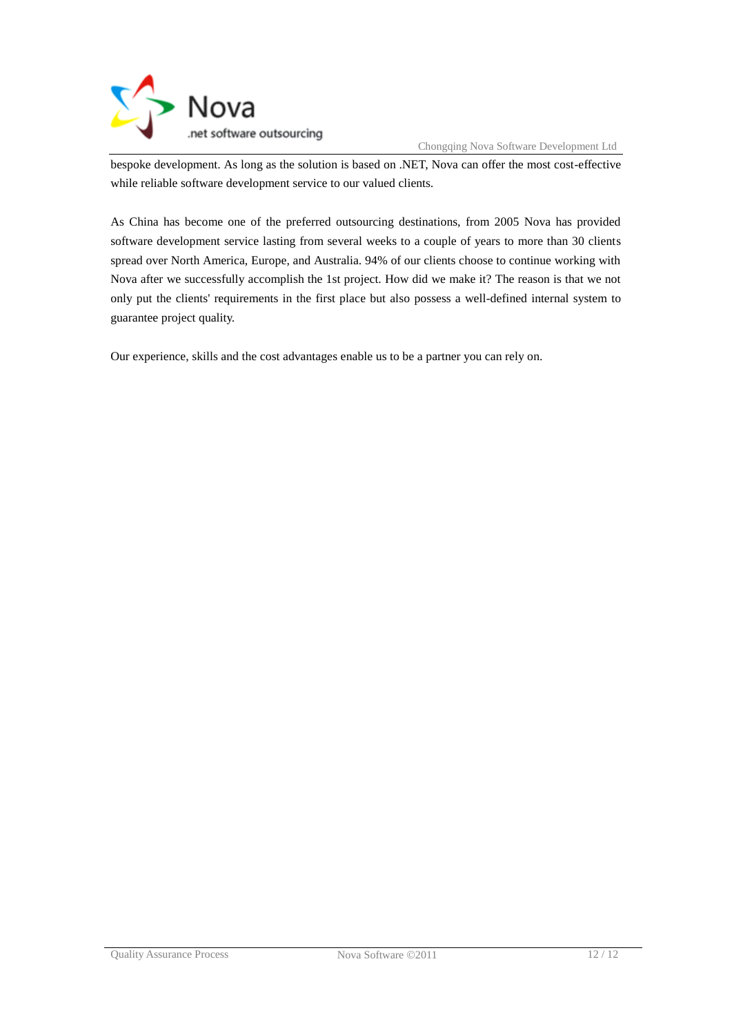bespoke development. As long as the solution is based on .NET, Nova can offer the most cost-effective while reliable software development service to our valued clients.

As China has become one of the preferred outsourcing destinations, from 2005 Nova has provided software development service lasting from several weeks to a couple of years to more than 30 clients spread over North America, Europe, and Australia. 94% of our clients choose to continue working with Nova after we successfully accomplish the 1st project. How did we make it? The reason is that we not only put the clients' requirements in the first place but also possess a well-defined internal system to guarantee project quality.

Our experience, skills and the cost advantages enable us to be a partner you can rely on.